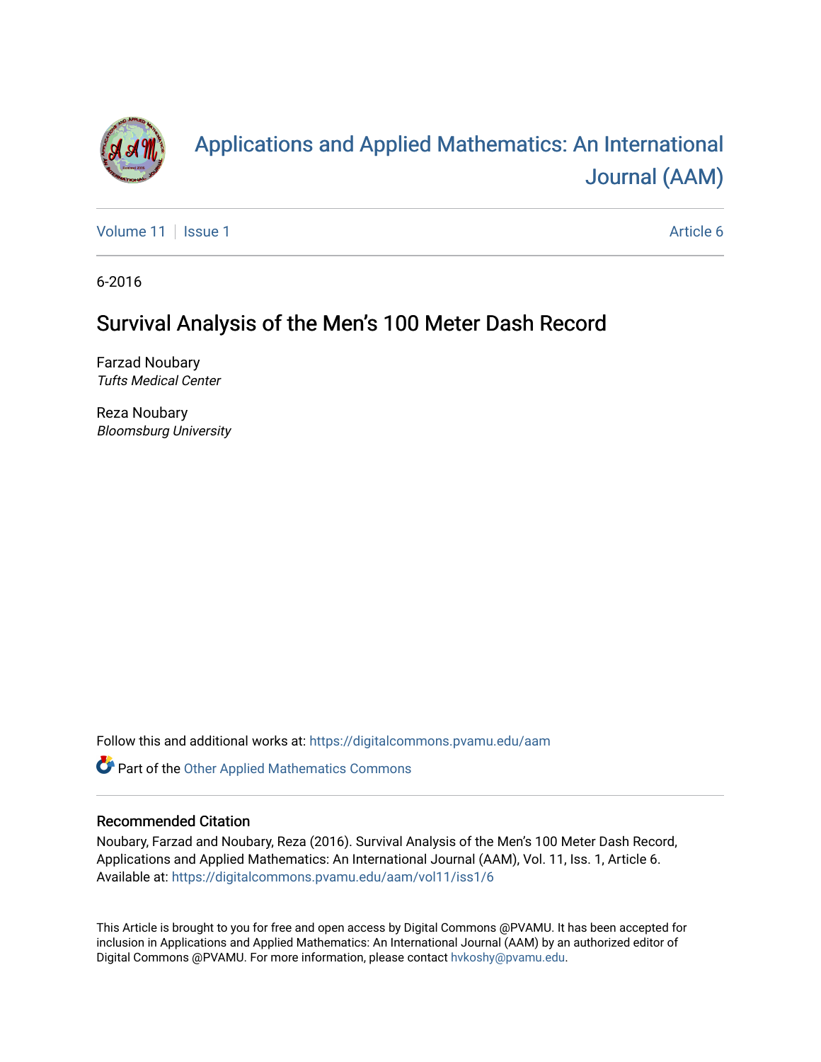# Applications and Applied Mathematics: An International Journal (AAM)

Volume 11 | Issue 1 | Article 6

6-2016

## Survival Analysis of the Men's 100 Meter Dash Record

Farzad Noubary
*Tufts Medical Center*

Reza Noubary
*Bloomsburg University*

Follow this and additional works at: https://digitalcommons.pvamu.edu/aam

Part of the Other Applied Mathematics Commons

### Recommended Citation

Noubary, Farzad and Noubary, Reza (2016). Survival Analysis of the Men's 100 Meter Dash Record, Applications and Applied Mathematics: An International Journal (AAM), Vol. 11, Iss. 1, Article 6.
Available at: https://digitalcommons.pvamu.edu/aam/vol11/iss1/6

This Article is brought to you for free and open access by Digital Commons @PVAMU. It has been accepted for inclusion in Applications and Applied Mathematics: An International Journal (AAM) by an authorized editor of Digital Commons @PVAMU. For more information, please contact hvkoshy@pvamu.edu.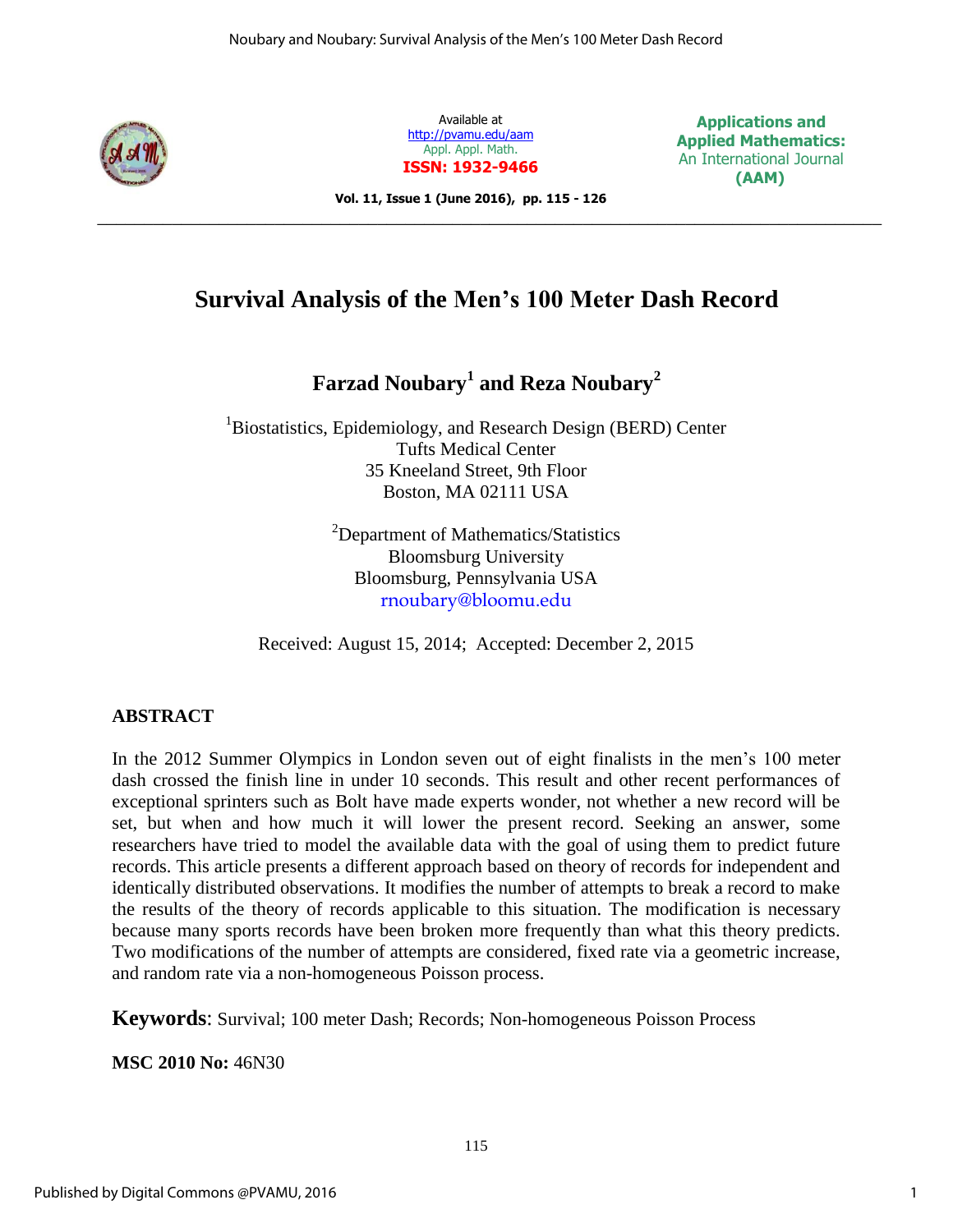# Survival Analysis of the Men's 100 Meter Dash Record

## Farzad Noubary[1] and Reza Noubary[2]

[1]Biostatistics, Epidemiology, and Research Design (BERD) Center
Tufts Medical Center
35 Kneeland Street, 9th Floor
Boston, MA 02111 USA

[2]Department of Mathematics/Statistics
Bloomsburg University
Bloomsburg, Pennsylvania USA
rnoubary@bloomu.edu

Received: August 15, 2014; Accepted: December 2, 2015

## ABSTRACT

In the 2012 Summer Olympics in London seven out of eight finalists in the men's 100 meter dash crossed the finish line in under 10 seconds. This result and other recent performances of exceptional sprinters such as Bolt have made experts wonder, not whether a new record will be set, but when and how much it will lower the present record. Seeking an answer, some researchers have tried to model the available data with the goal of using them to predict future records. This article presents a different approach based on theory of records for independent and identically distributed observations. It modifies the number of attempts to break a record to make the results of the theory of records applicable to this situation. The modification is necessary because many sports records have been broken more frequently than what this theory predicts. Two modifications of the number of attempts are considered, fixed rate via a geometric increase, and random rate via a non-homogeneous Poisson process.

**Keywords**: Survival; 100 meter Dash; Records; Non-homogeneous Poisson Process

**MSC 2010 No:** 46N30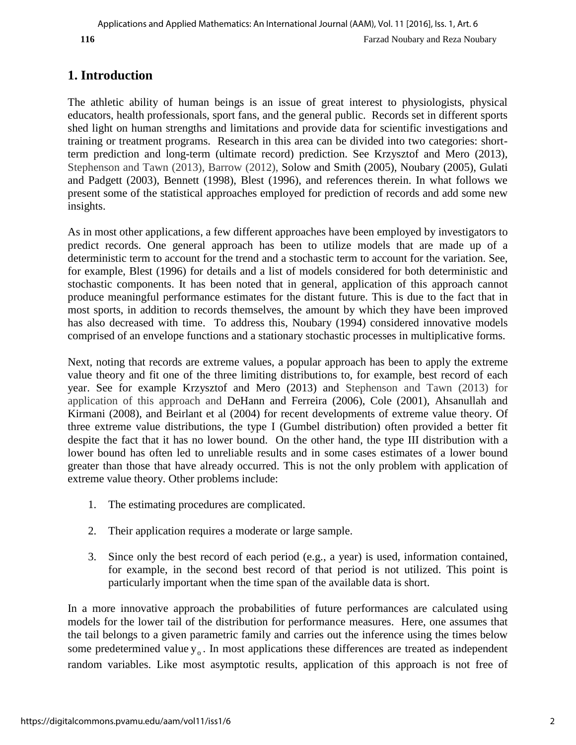## 1. Introduction

The athletic ability of human beings is an issue of great interest to physiologists, physical educators, health professionals, sport fans, and the general public. Records set in different sports shed light on human strengths and limitations and provide data for scientific investigations and training or treatment programs. Research in this area can be divided into two categories: short-term prediction and long-term (ultimate record) prediction. See Krzysztof and Mero (2013), Stephenson and Tawn (2013), Barrow (2012), Solow and Smith (2005), Noubary (2005), Gulati and Padgett (2003), Bennett (1998), Blest (1996), and references therein. In what follows we present some of the statistical approaches employed for prediction of records and add some new insights.

As in most other applications, a few different approaches have been employed by investigators to predict records. One general approach has been to utilize models that are made up of a deterministic term to account for the trend and a stochastic term to account for the variation. See, for example, Blest (1996) for details and a list of models considered for both deterministic and stochastic components. It has been noted that in general, application of this approach cannot produce meaningful performance estimates for the distant future. This is due to the fact that in most sports, in addition to records themselves, the amount by which they have been improved has also decreased with time. To address this, Noubary (1994) considered innovative models comprised of an envelope functions and a stationary stochastic processes in multiplicative forms.

Next, noting that records are extreme values, a popular approach has been to apply the extreme value theory and fit one of the three limiting distributions to, for example, best record of each year. See for example Krzysztof and Mero (2013) and Stephenson and Tawn (2013) for application of this approach and DeHann and Ferreira (2006), Cole (2001), Ahsanullah and Kirmani (2008), and Beirlant et al (2004) for recent developments of extreme value theory. Of three extreme value distributions, the type I (Gumbel distribution) often provided a better fit despite the fact that it has no lower bound. On the other hand, the type III distribution with a lower bound has often led to unreliable results and in some cases estimates of a lower bound greater than those that have already occurred. This is not the only problem with application of extreme value theory. Other problems include:

1. The estimating procedures are complicated.

2. Their application requires a moderate or large sample.

3. Since only the best record of each period (e.g., a year) is used, information contained, for example, in the second best record of that period is not utilized. This point is particularly important when the time span of the available data is short.

In a more innovative approach the probabilities of future performances are calculated using models for the lower tail of the distribution for performance measures. Here, one assumes that the tail belongs to a given parametric family and carries out the inference using the times below some predetermined value $y_o$. In most applications these differences are treated as independent random variables. Like most asymptotic results, application of this approach is not free of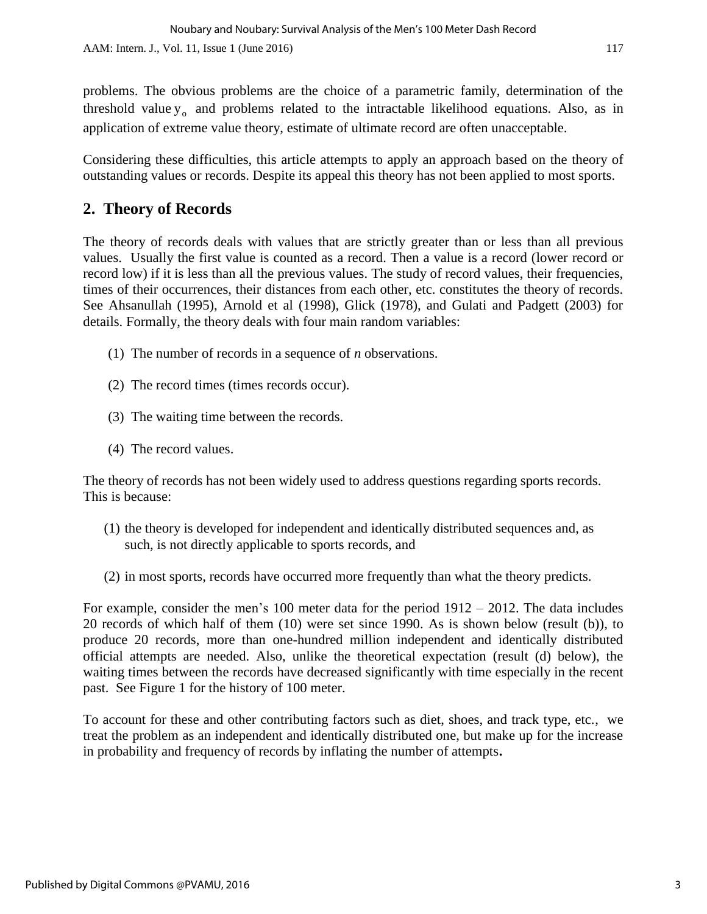problems. The obvious problems are the choice of a parametric family, determination of the threshold value $y_o$ and problems related to the intractable likelihood equations. Also, as in application of extreme value theory, estimate of ultimate record are often unacceptable.

Considering these difficulties, this article attempts to apply an approach based on the theory of outstanding values or records. Despite its appeal this theory has not been applied to most sports.

## 2. Theory of Records

The theory of records deals with values that are strictly greater than or less than all previous values. Usually the first value is counted as a record. Then a value is a record (lower record or record low) if it is less than all the previous values. The study of record values, their frequencies, times of their occurrences, their distances from each other, etc. constitutes the theory of records. See Ahsanullah (1995), Arnold et al (1998), Glick (1978), and Gulati and Padgett (2003) for details. Formally, the theory deals with four main random variables:

(1) The number of records in a sequence of *n* observations.

(2) The record times (times records occur).

(3) The waiting time between the records.

(4) The record values.

The theory of records has not been widely used to address questions regarding sports records. This is because:

(1) the theory is developed for independent and identically distributed sequences and, as such, is not directly applicable to sports records, and

(2) in most sports, records have occurred more frequently than what the theory predicts.

For example, consider the men's 100 meter data for the period 1912 – 2012. The data includes 20 records of which half of them (10) were set since 1990. As is shown below (result (b)), to produce 20 records, more than one-hundred million independent and identically distributed official attempts are needed. Also, unlike the theoretical expectation (result (d) below), the waiting times between the records have decreased significantly with time especially in the recent past. See Figure 1 for the history of 100 meter.

To account for these and other contributing factors such as diet, shoes, and track type, etc., we treat the problem as an independent and identically distributed one, but make up for the increase in probability and frequency of records by inflating the number of attempts**.**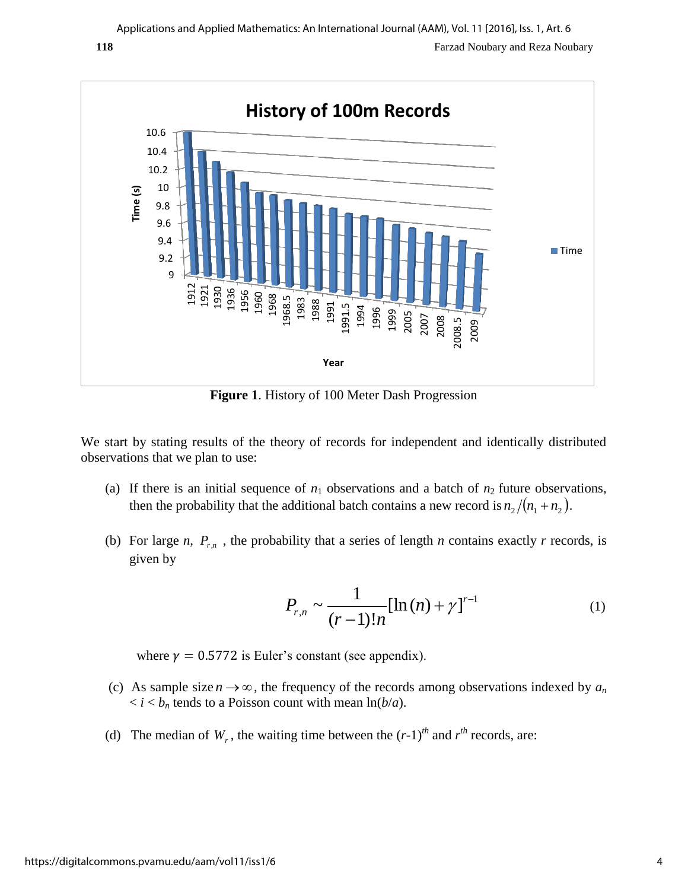**Figure 1**. History of 100 Meter Dash Progression

We start by stating results of the theory of records for independent and identically distributed observations that we plan to use:

(a) If there is an initial sequence of $n_1$ observations and a batch of $n_2$ future observations, then the probability that the additional batch contains a new record is $n_2/(n_1+n_2)$.

(b) For large $n$, $P_{r,n}$ , the probability that a series of length $n$ contains exactly $r$ records, is given by

$$P_{r,n} \sim \frac{1}{(r-1)!n}[\ln(n)+\gamma]^{r-1} \tag{1}$$

where $\gamma = 0.5772$ is Euler's constant (see appendix).

(c) As sample size $n \to \infty$, the frequency of the records among observations indexed by $a_n < i < b_n$ tends to a Poisson count with mean $\ln(b/a)$.

(d) The median of $W_r$, the waiting time between the $(r\text{-}1)^{th}$ and $r^{th}$ records, are: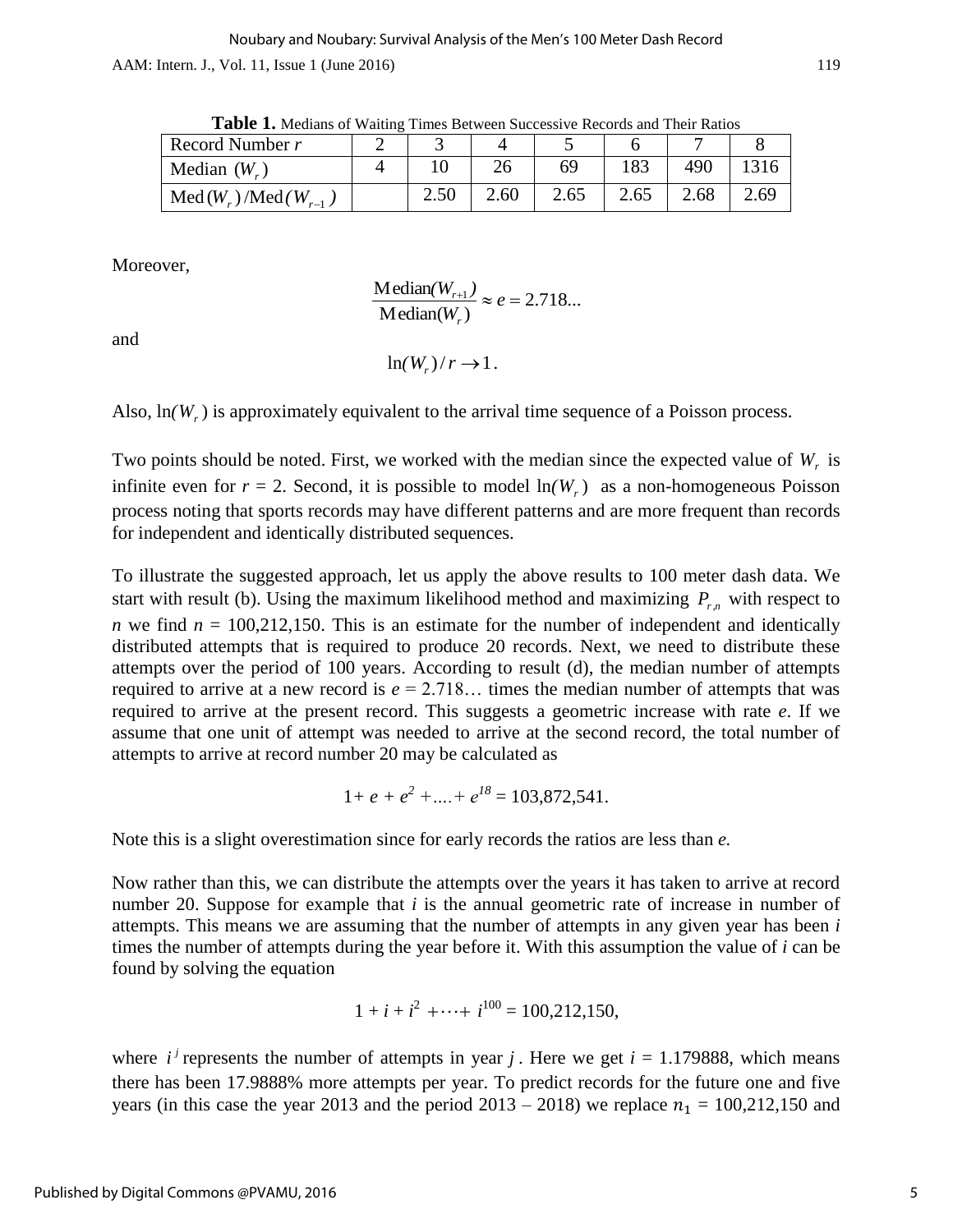**Table 1.** Medians of Waiting Times Between Successive Records and Their Ratios

| Record Number $r$ | 2 | 3 | 4 | 5 | 6 | 7 | 8 |
|---|---|---|---|---|---|---|---|
| Median $(W_r)$ | 4 | 10 | 26 | 69 | 183 | 490 | 1316 |
| $\text{Med}(W_r)/\text{Med}(W_{r-1})$ | | 2.50 | 2.60 | 2.65 | 2.65 | 2.68 | 2.69 |

Moreover,

$$\frac{\text{Median}(W_{r+1})}{\text{Median}(W_r)} \approx e = 2.718...$$

and

$$\ln(W_r)/r \to 1.$$

Also, $\ln(W_r)$ is approximately equivalent to the arrival time sequence of a Poisson process.

Two points should be noted. First, we worked with the median since the expected value of $W_r$ is infinite even for $r$ = 2. Second, it is possible to model $\ln(W_r)$ as a non-homogeneous Poisson process noting that sports records may have different patterns and are more frequent than records for independent and identically distributed sequences.

To illustrate the suggested approach, let us apply the above results to 100 meter dash data. We start with result (b). Using the maximum likelihood method and maximizing $P_{r,n}$ with respect to $n$ we find $n$ = 100,212,150. This is an estimate for the number of independent and identically distributed attempts that is required to produce 20 records. Next, we need to distribute these attempts over the period of 100 years. According to result (d), the median number of attempts required to arrive at a new record is $e$ = 2.718… times the median number of attempts that was required to arrive at the present record. This suggests a geometric increase with rate $e$. If we assume that one unit of attempt was needed to arrive at the second record, the total number of attempts to arrive at record number 20 may be calculated as

$$1 + e + e^2 + .... + e^{18} = 103{,}872{,}541.$$

Note this is a slight overestimation since for early records the ratios are less than $e$.

Now rather than this, we can distribute the attempts over the years it has taken to arrive at record number 20. Suppose for example that $i$ is the annual geometric rate of increase in number of attempts. This means we are assuming that the number of attempts in any given year has been $i$ times the number of attempts during the year before it. With this assumption the value of $i$ can be found by solving the equation

$$1 + i + i^2 + \cdots + i^{100} = 100{,}212{,}150,$$

where $i^j$ represents the number of attempts in year $j$. Here we get $i$ = 1.179888, which means there has been 17.9888% more attempts per year. To predict records for the future one and five years (in this case the year 2013 and the period 2013 – 2018) we replace $n_1$ = 100,212,150 and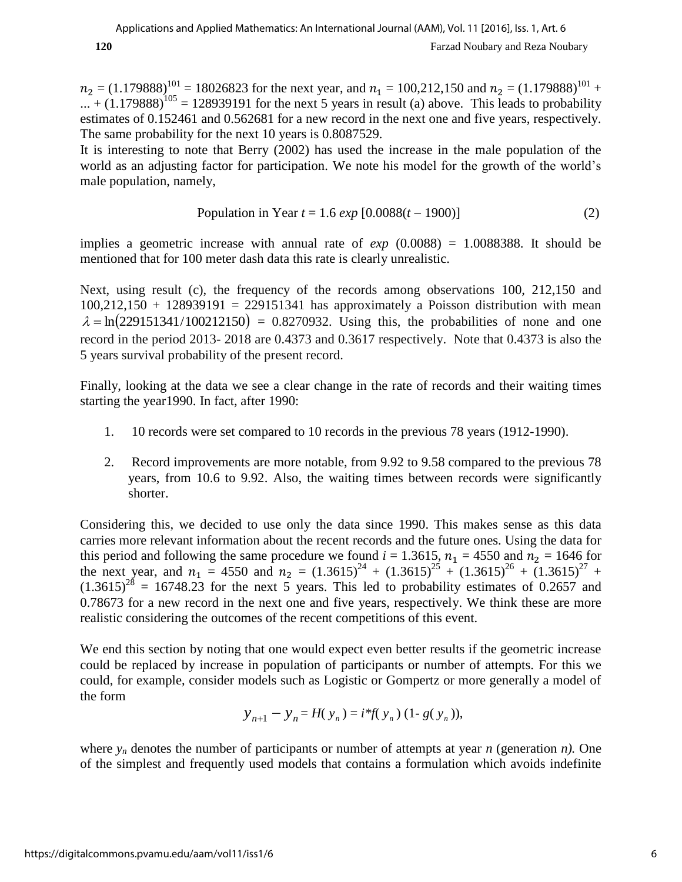$n_2$ = $(1.179888)^{101}$ = 18026823 for the next year, and $n_1$ = 100,212,150 and $n_2$ = $(1.179888)^{101}$ + ... + $(1.179888)^{105}$ = 128939191 for the next 5 years in result (a) above. This leads to probability estimates of 0.152461 and 0.562681 for a new record in the next one and five years, respectively. The same probability for the next 10 years is 0.8087529.

It is interesting to note that Berry (2002) has used the increase in the male population of the world as an adjusting factor for participation. We note his model for the growth of the world's male population, namely,

$$\text{Population in Year } t = 1.6 \exp\left[0.0088(t - 1900)\right] \tag{2}$$

implies a geometric increase with annual rate of *exp* (0.0088) = 1.0088388. It should be mentioned that for 100 meter dash data this rate is clearly unrealistic.

Next, using result (c), the frequency of the records among observations 100, 212,150 and 100,212,150 + 128939191 = 229151341 has approximately a Poisson distribution with mean $\lambda = \ln(229151341/100212150)$ = 0.8270932. Using this, the probabilities of none and one record in the period 2013- 2018 are 0.4373 and 0.3617 respectively. Note that 0.4373 is also the 5 years survival probability of the present record.

Finally, looking at the data we see a clear change in the rate of records and their waiting times starting the year1990. In fact, after 1990:

1. 10 records were set compared to 10 records in the previous 78 years (1912-1990).
2. Record improvements are more notable, from 9.92 to 9.58 compared to the previous 78 years, from 10.6 to 9.92. Also, the waiting times between records were significantly shorter.

Considering this, we decided to use only the data since 1990. This makes sense as this data carries more relevant information about the recent records and the future ones. Using the data for this period and following the same procedure we found $i$ = 1.3615, $n_1$ = 4550 and $n_2$ = 1646 for the next year, and $n_1$ = 4550 and $n_2$ = $(1.3615)^{24}$ + $(1.3615)^{25}$ + $(1.3615)^{26}$ + $(1.3615)^{27}$ + $(1.3615)^{28}$ = 16748.23 for the next 5 years. This led to probability estimates of 0.2657 and 0.78673 for a new record in the next one and five years, respectively. We think these are more realistic considering the outcomes of the recent competitions of this event.

We end this section by noting that one would expect even better results if the geometric increase could be replaced by increase in population of participants or number of attempts. For this we could, for example, consider models such as Logistic or Gompertz or more generally a model of the form

$$y_{n+1} - y_n = H(y_n) = i{*}f(y_n)\,(1 - g(y_n)),$$

where $y_n$ denotes the number of participants or number of attempts at year $n$ (generation $n$). One of the simplest and frequently used models that contains a formulation which avoids indefinite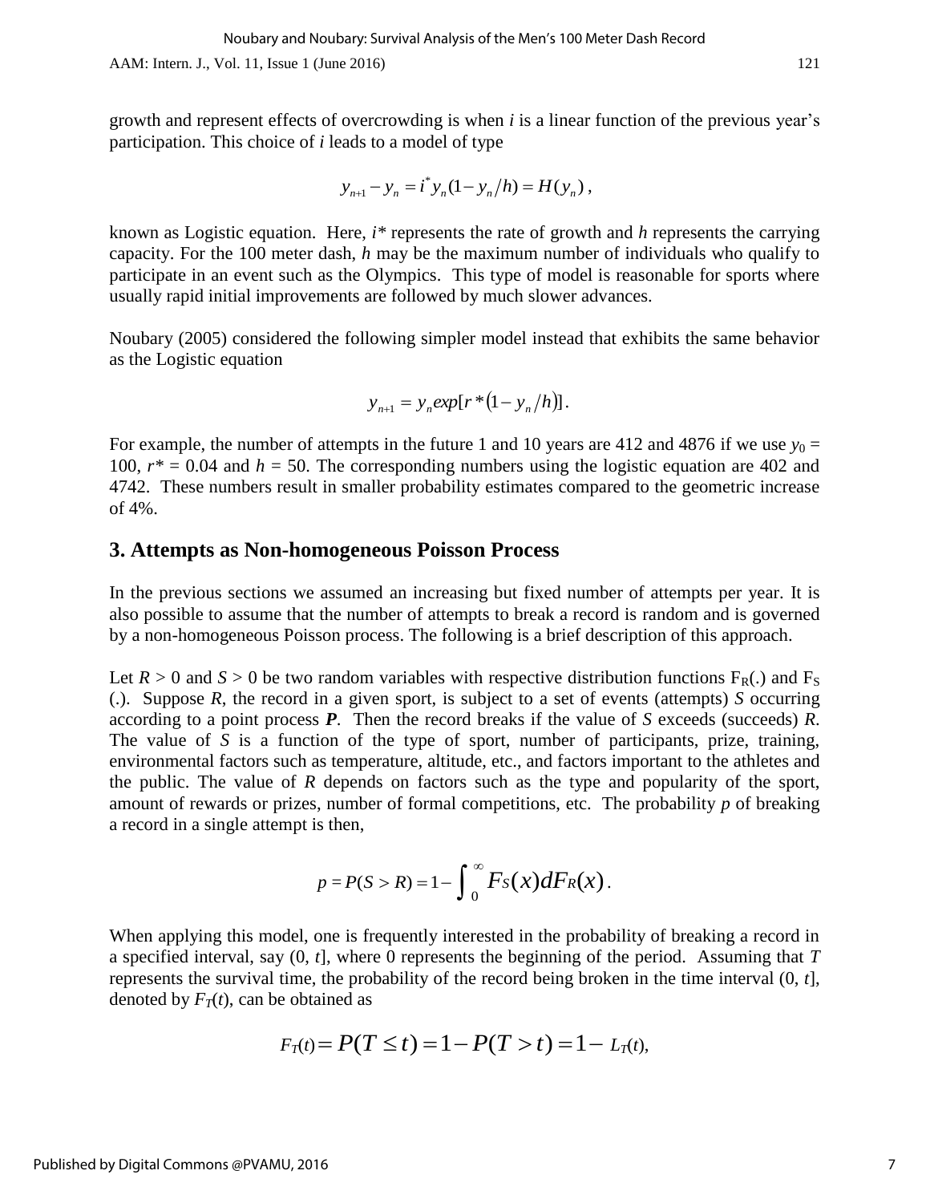growth and represent effects of overcrowding is when *i* is a linear function of the previous year's participation. This choice of *i* leads to a model of type

$$y_{n+1} - y_n = i^* y_n (1 - y_n / h) = H(y_n)\,,$$

known as Logistic equation. Here, $i^*$ represents the rate of growth and *h* represents the carrying capacity. For the 100 meter dash, *h* may be the maximum number of individuals who qualify to participate in an event such as the Olympics. This type of model is reasonable for sports where usually rapid initial improvements are followed by much slower advances.

Noubary (2005) considered the following simpler model instead that exhibits the same behavior as the Logistic equation

$$y_{n+1} = y_n exp[r^*(1 - y_n / h)]\,.$$

For example, the number of attempts in the future 1 and 10 years are 412 and 4876 if we use $y_0 = 100$, $r^* = 0.04$ and $h = 50$. The corresponding numbers using the logistic equation are 402 and 4742. These numbers result in smaller probability estimates compared to the geometric increase of 4%.

## 3. Attempts as Non-homogeneous Poisson Process

In the previous sections we assumed an increasing but fixed number of attempts per year. It is also possible to assume that the number of attempts to break a record is random and is governed by a non-homogeneous Poisson process. The following is a brief description of this approach.

Let $R > 0$ and $S > 0$ be two random variables with respective distribution functions $F_R(.)$ and $F_S(.)$. Suppose *R*, the record in a given sport, is subject to a set of events (attempts) *S* occurring according to a point process ***P***. Then the record breaks if the value of *S* exceeds (succeeds) *R*. The value of *S* is a function of the type of sport, number of participants, prize, training, environmental factors such as temperature, altitude, etc., and factors important to the athletes and the public. The value of *R* depends on factors such as the type and popularity of the sport, amount of rewards or prizes, number of formal competitions, etc. The probability *p* of breaking a record in a single attempt is then,

$$p = P(S > R) = 1 - \int_0^{\infty} F_S(x) dF_R(x)\,.$$

When applying this model, one is frequently interested in the probability of breaking a record in a specified interval, say (0, *t*], where 0 represents the beginning of the period. Assuming that *T* represents the survival time, the probability of the record being broken in the time interval (0, *t*], denoted by $F_T(t)$, can be obtained as

$$F_T(t) = P(T \le t) = 1 - P(T > t) = 1 - L_T(t),$$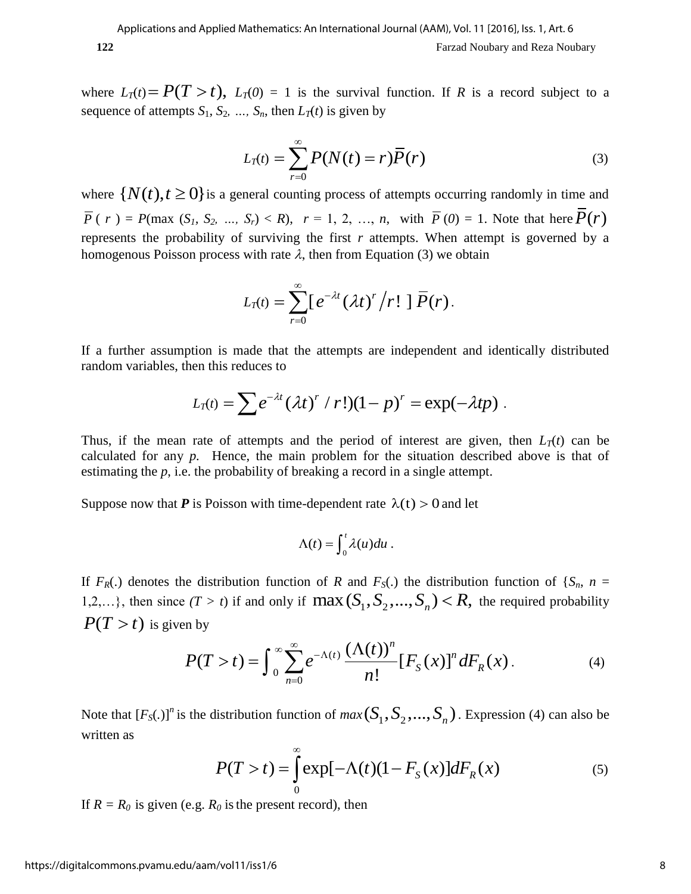where $L_T(t) = P(T > t)$, $L_T(0) = 1$ is the survival function. If $R$ is a record subject to a sequence of attempts $S_1, S_2, \ldots, S_n$, then $L_T(t)$ is given by

$$L_T(t) = \sum_{r=0}^{\infty} P(N(t) = r)\overline{P}(r) \tag{3}$$

where $\{N(t), t \geq 0\}$ is a general counting process of attempts occurring randomly in time and $\overline{P}(r) = P(\max(S_1, S_2, \ldots, S_r) < R)$, $r = 1, 2, \ldots, n$, with $\overline{P}(0) = 1$. Note that here $\overline{P}(r)$ represents the probability of surviving the first $r$ attempts. When attempt is governed by a homogenous Poisson process with rate $\lambda$, then from Equation (3) we obtain

$$L_T(t) = \sum_{r=0}^{\infty} [e^{-\lambda t}(\lambda t)^r / r!]\, \overline{P}(r).$$

If a further assumption is made that the attempts are independent and identically distributed random variables, then this reduces to

$$L_T(t) = \sum e^{-\lambda t}(\lambda t)^r / r!)(1-p)^r = \exp(-\lambda t p).$$

Thus, if the mean rate of attempts and the period of interest are given, then $L_T(t)$ can be calculated for any $p$. Hence, the main problem for the situation described above is that of estimating the $p$, i.e. the probability of breaking a record in a single attempt.

Suppose now that ***P*** is Poisson with time-dependent rate $\lambda(t) > 0$ and let

$$\Lambda(t) = \int_0^t \lambda(u)du\,.$$

If $F_R(.)$ denotes the distribution function of $R$ and $F_S(.)$ the distribution function of $\{S_n, n = 1,2,\ldots\}$, then since $(T > t)$ if and only if $\max(S_1, S_2, \ldots, S_n) < R,$ the required probability $P(T > t)$ is given by

$$P(T > t) = \int_0^{\infty} \sum_{n=0}^{\infty} e^{-\Lambda(t)} \frac{(\Lambda(t))^n}{n!} [F_S(x)]^n dF_R(x)\,. \tag{4}$$

Note that $[F_S(.)]^n$ is the distribution function of $max(S_1, S_2, \ldots, S_n)$. Expression (4) can also be written as

$$P(T > t) = \int_0^{\infty} \exp[-\Lambda(t)(1 - F_S(x)]dF_R(x) \tag{5}$$

If $R = R_0$ is given (e.g. $R_0$ is the present record), then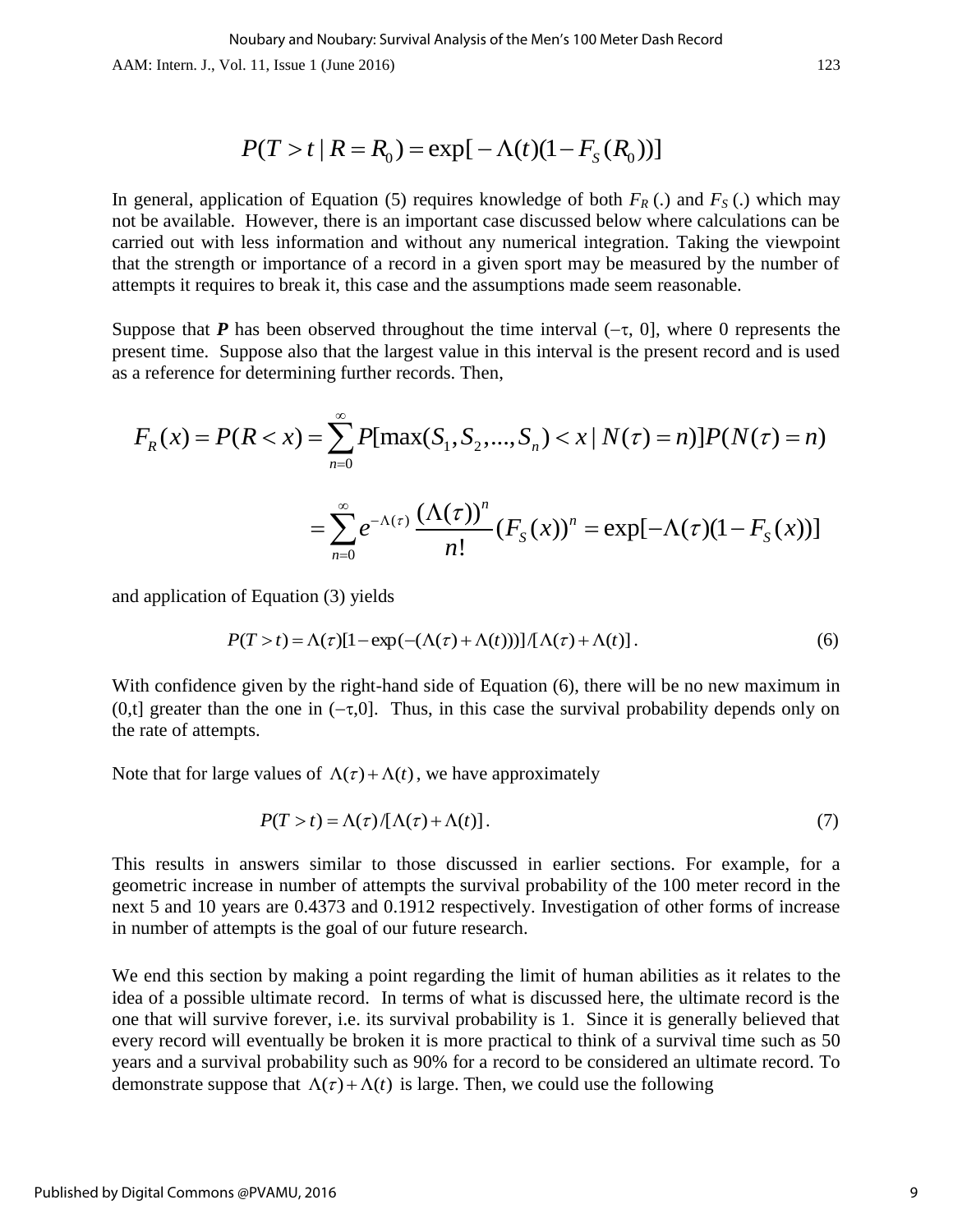$$P(T > t \mid R = R_0) = \exp[-\Lambda(t)(1 - F_S(R_0))]$$

In general, application of Equation (5) requires knowledge of both $F_R$ (.) and $F_S$ (.) which may not be available. However, there is an important case discussed below where calculations can be carried out with less information and without any numerical integration. Taking the viewpoint that the strength or importance of a record in a given sport may be measured by the number of attempts it requires to break it, this case and the assumptions made seem reasonable.

Suppose that $\boldsymbol{P}$ has been observed throughout the time interval $(-\tau, 0]$, where 0 represents the present time. Suppose also that the largest value in this interval is the present record and is used as a reference for determining further records. Then,

$$F_R(x) = P(R < x) = \sum_{n=0}^{\infty} P[\max(S_1, S_2, ..., S_n) < x \mid N(\tau) = n)]P(N(\tau) = n)$$

$$= \sum_{n=0}^{\infty} e^{-\Lambda(\tau)} \frac{(\Lambda(\tau))^n}{n!} (F_S(x))^n = \exp[-\Lambda(\tau)(1 - F_S(x))]$$

and application of Equation (3) yields

$$P(T > t) = \Lambda(\tau)[1 - \exp(-(\Lambda(\tau) + \Lambda(t)))]/[\Lambda(\tau) + \Lambda(t)]. \tag{6}$$

With confidence given by the right-hand side of Equation (6), there will be no new maximum in $(0,t]$ greater than the one in $(-\tau,0]$. Thus, in this case the survival probability depends only on the rate of attempts.

Note that for large values of $\Lambda(\tau) + \Lambda(t)$, we have approximately

$$P(T > t) = \Lambda(\tau)/[\Lambda(\tau) + \Lambda(t)]. \tag{7}$$

This results in answers similar to those discussed in earlier sections. For example, for a geometric increase in number of attempts the survival probability of the 100 meter record in the next 5 and 10 years are 0.4373 and 0.1912 respectively. Investigation of other forms of increase in number of attempts is the goal of our future research.

We end this section by making a point regarding the limit of human abilities as it relates to the idea of a possible ultimate record. In terms of what is discussed here, the ultimate record is the one that will survive forever, i.e. its survival probability is 1. Since it is generally believed that every record will eventually be broken it is more practical to think of a survival time such as 50 years and a survival probability such as 90% for a record to be considered an ultimate record. To demonstrate suppose that $\Lambda(\tau) + \Lambda(t)$ is large. Then, we could use the following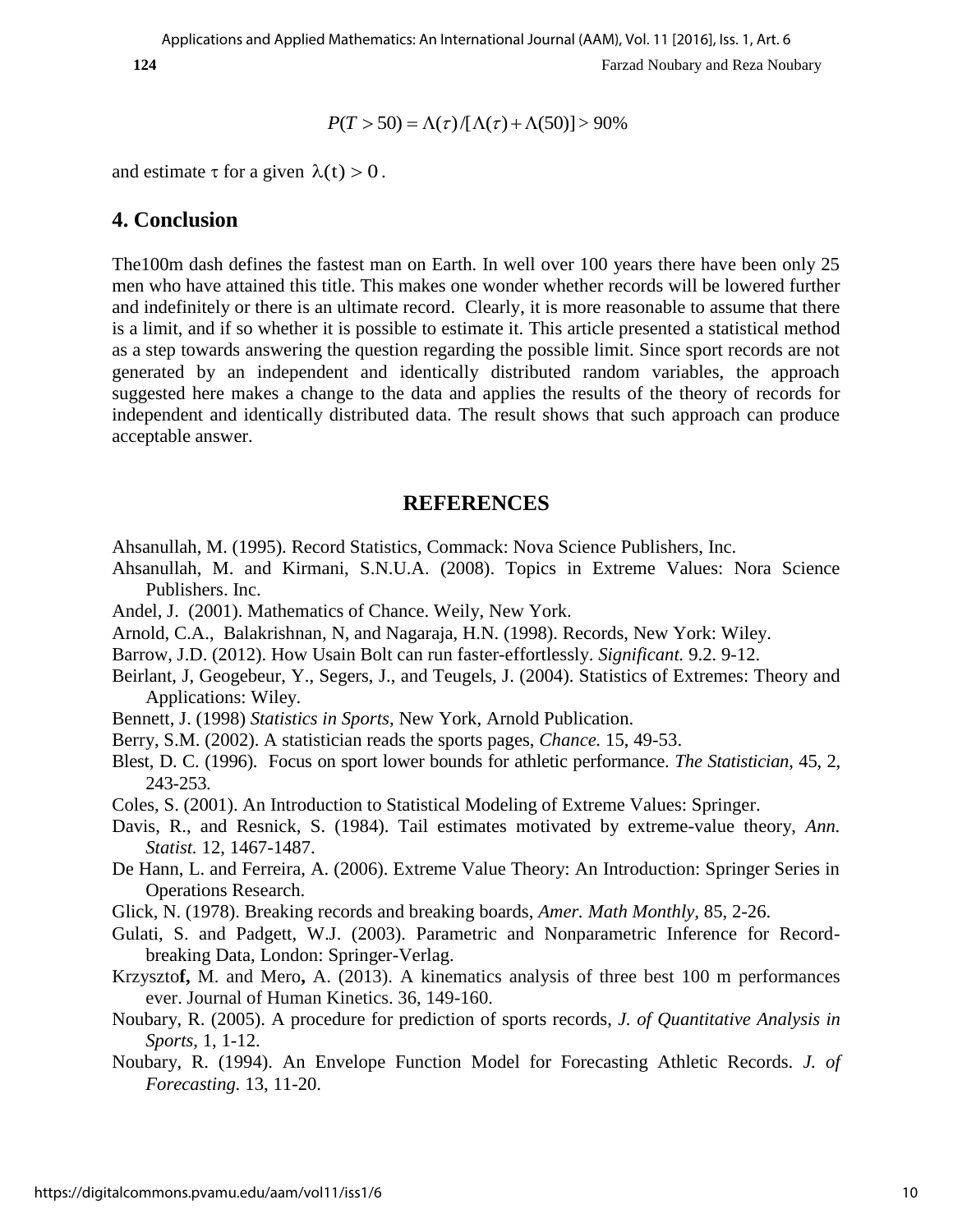$$P(T > 50) = \Lambda(\tau) / [\Lambda(\tau) + \Lambda(50)] > 90\%$$

and estimate $\tau$ for a given $\lambda(t) > 0$.

## 4. Conclusion

The100m dash defines the fastest man on Earth. In well over 100 years there have been only 25 men who have attained this title. This makes one wonder whether records will be lowered further and indefinitely or there is an ultimate record. Clearly, it is more reasonable to assume that there is a limit, and if so whether it is possible to estimate it. This article presented a statistical method as a step towards answering the question regarding the possible limit. Since sport records are not generated by an independent and identically distributed random variables, the approach suggested here makes a change to the data and applies the results of the theory of records for independent and identically distributed data. The result shows that such approach can produce acceptable answer.

## REFERENCES

Ahsanullah, M. (1995). Record Statistics, Commack: Nova Science Publishers, Inc.

Ahsanullah, M. and Kirmani, S.N.U.A. (2008). Topics in Extreme Values: Nora Science Publishers. Inc.

Andel, J. (2001). Mathematics of Chance. Weily, New York.

Arnold, C.A., Balakrishnan, N, and Nagaraja, H.N. (1998). Records, New York: Wiley.

Barrow, J.D. (2012). How Usain Bolt can run faster-effortlessly. *Significant.* 9.2. 9-12.

Beirlant, J, Geogebeur, Y., Segers, J., and Teugels, J. (2004). Statistics of Extremes: Theory and Applications: Wiley.

Bennett, J. (1998) *Statistics in Sports*, New York, Arnold Publication.

Berry, S.M. (2002). A statistician reads the sports pages, *Chance.* 15, 49-53.

Blest, D. C. (1996). Focus on sport lower bounds for athletic performance. *The Statistician*, 45, 2, 243-253.

Coles, S. (2001). An Introduction to Statistical Modeling of Extreme Values: Springer.

Davis, R., and Resnick, S. (1984). Tail estimates motivated by extreme-value theory, *Ann. Statist.* 12, 1467-1487.

De Hann, L. and Ferreira, A. (2006). Extreme Value Theory: An Introduction: Springer Series in Operations Research.

Glick, N. (1978). Breaking records and breaking boards, *Amer. Math Monthly*, 85, 2-26.

Gulati, S. and Padgett, W.J. (2003). Parametric and Nonparametric Inference for Record-breaking Data, London: Springer-Verlag.

Krzysztof, M. and Mero, A. (2013). A kinematics analysis of three best 100 m performances ever. Journal of Human Kinetics. 36, 149-160.

Noubary, R. (2005). A procedure for prediction of sports records, *J. of Quantitative Analysis in Sports*, 1, 1-12.

Noubary, R. (1994). An Envelope Function Model for Forecasting Athletic Records. *J. of Forecasting.* 13, 11-20.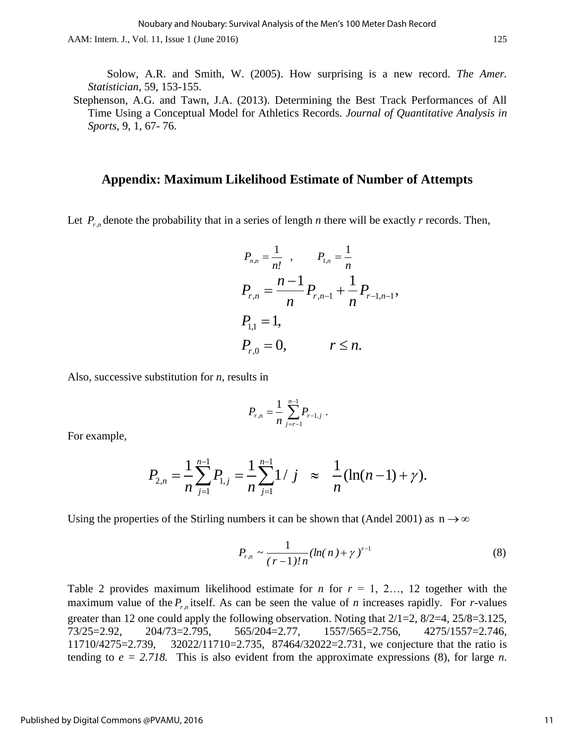Solow, A.R. and Smith, W. (2005). How surprising is a new record. *The Amer. Statistician*, 59, 153-155.

Stephenson, A.G. and Tawn, J.A. (2013). Determining the Best Track Performances of All Time Using a Conceptual Model for Athletics Records. *Journal of Quantitative Analysis in Sports*, 9, 1, 67- 76.

## Appendix: Maximum Likelihood Estimate of Number of Attempts

Let $P_{r,n}$ denote the probability that in a series of length *n* there will be exactly *r* records. Then,

$$P_{n,n} = \frac{1}{n!} \ , \qquad P_{1,n} = \frac{1}{n}$$

$$P_{r,n} = \frac{n-1}{n} P_{r,n-1} + \frac{1}{n} P_{r-1,n-1},$$

$$P_{1,1} = 1,$$

$$P_{r,0} = 0, \qquad r \le n.$$

Also, successive substitution for *n*, results in

$$P_{r,n} = \frac{1}{n} \sum_{j=r-1}^{n-1} P_{r-1,j} \ .$$

For example,

$$P_{2,n} = \frac{1}{n} \sum_{j=1}^{n-1} P_{1,j} = \frac{1}{n} \sum_{j=1}^{n-1} 1/j \quad \approx \quad \frac{1}{n}(\ln(n-1)+\gamma).$$

Using the properties of the Stirling numbers it can be shown that (Andel 2001) as $n \to \infty$

$$P_{r,n} \sim \frac{1}{(r-1)!\,n} (ln(n)+\gamma)^{r-1} \tag{8}$$

Table 2 provides maximum likelihood estimate for *n* for *r* = 1, 2…, 12 together with the maximum value of the $P_{r,n}$ itself. As can be seen the value of *n* increases rapidly. For *r*-values greater than 12 one could apply the following observation. Noting that 2/1=2, 8/2=4, 25/8=3.125, 73/25=2.92, 204/73=2.795, 565/204=2.77, 1557/565=2.756, 4275/1557=2.746, 11710/4275=2.739, 32022/11710=2.735, 87464/32022=2.731, we conjecture that the ratio is tending to *e = 2.718*. This is also evident from the approximate expressions (8), for large *n*.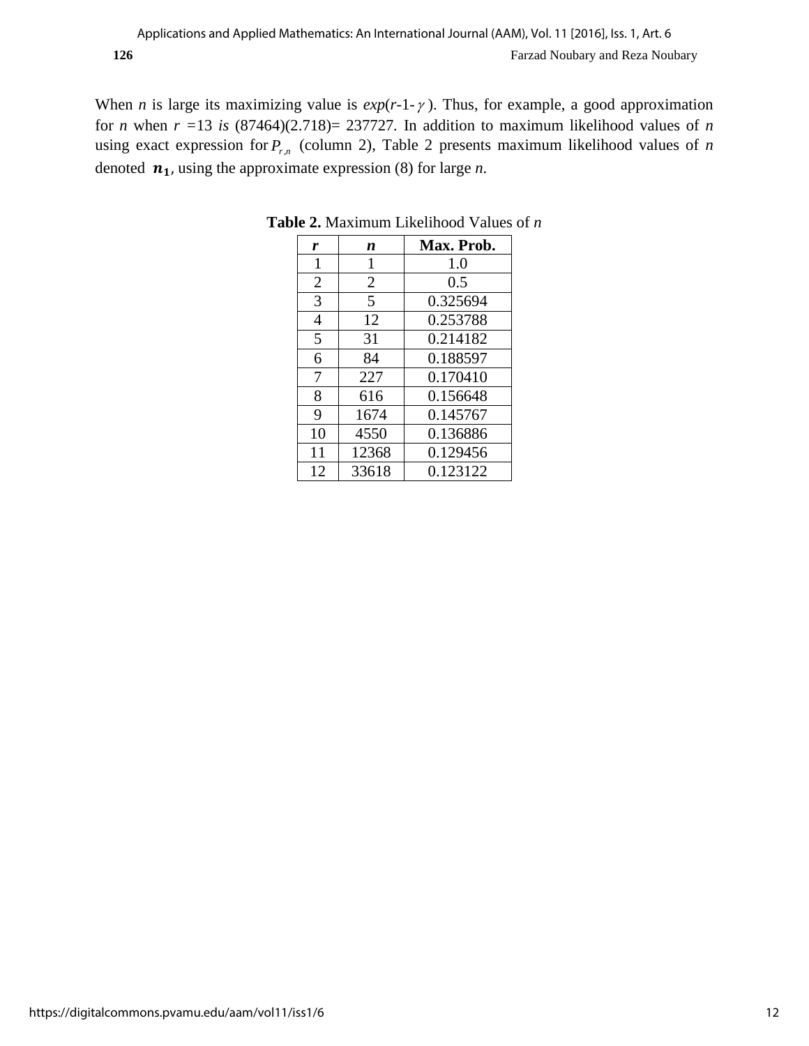When $n$ is large its maximizing value is $exp(r\text{-}1\text{-}\gamma)$. Thus, for example, a good approximation for $n$ when $r$ =13 *is* (87464)(2.718)= 237727. In addition to maximum likelihood values of $n$ using exact expression for $P_{r,n}$ (column 2), Table 2 presents maximum likelihood values of $n$ denoted $\boldsymbol{n_1}$, using the approximate expression (8) for large $n$.

**Table 2.** Maximum Likelihood Values of *n*

| ***r*** | ***n*** | **Max. Prob.** |
|---|---|---|
| 1 | 1 | 1.0 |
| 2 | 2 | 0.5 |
| 3 | 5 | 0.325694 |
| 4 | 12 | 0.253788 |
| 5 | 31 | 0.214182 |
| 6 | 84 | 0.188597 |
| 7 | 227 | 0.170410 |
| 8 | 616 | 0.156648 |
| 9 | 1674 | 0.145767 |
| 10 | 4550 | 0.136886 |
| 11 | 12368 | 0.129456 |
| 12 | 33618 | 0.123122 |